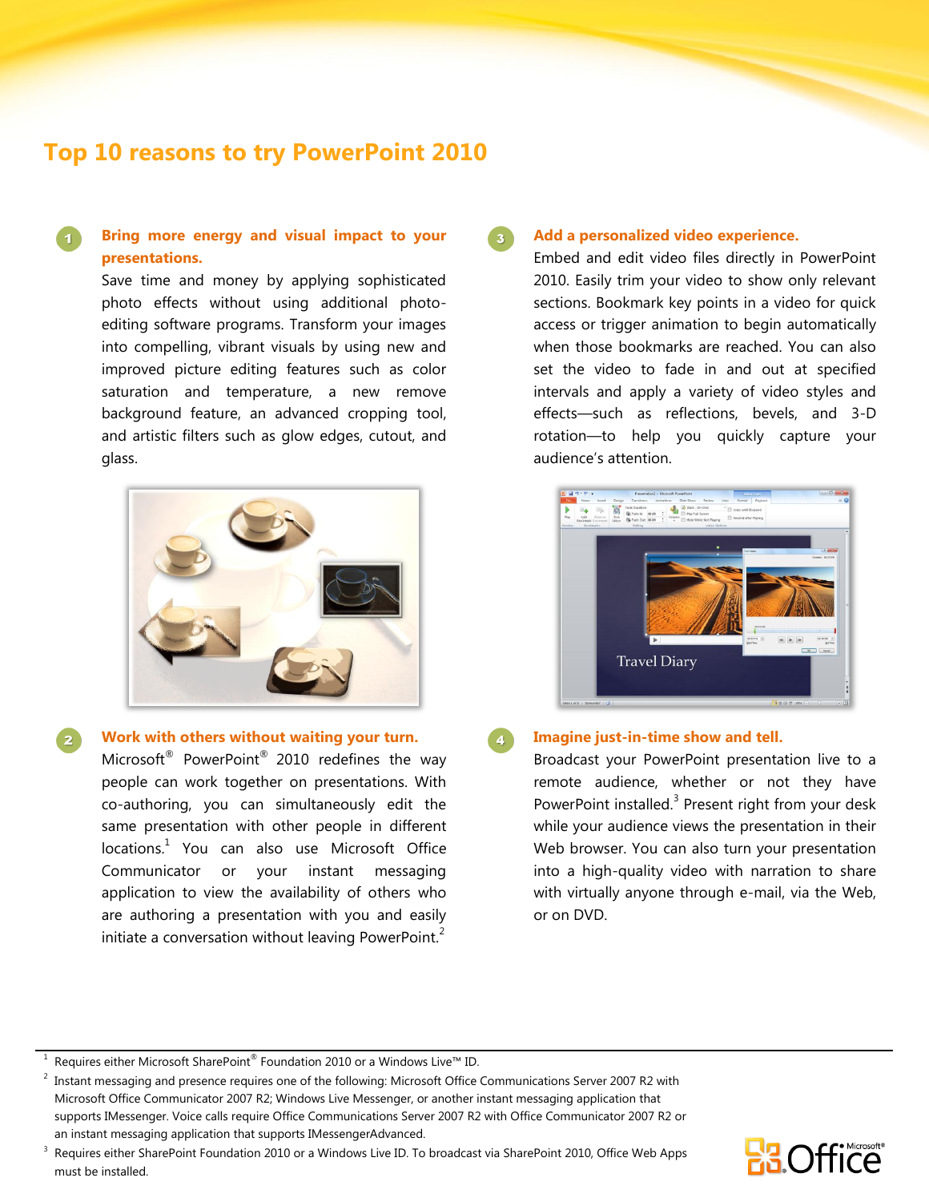# Top 10 reasons to try PowerPoint 2010

## 1. Bring more energy and visual impact to your presentations.

Save time and money by applying sophisticated photo effects without using additional photo-editing software programs. Transform your images into compelling, vibrant visuals by using new and improved picture editing features such as color saturation and temperature, a new remove background feature, an advanced cropping tool, and artistic filters such as glow edges, cutout, and glass.

## 2. Work with others without waiting your turn.

Microsoft® PowerPoint® 2010 redefines the way people can work together on presentations. With co-authoring, you can simultaneously edit the same presentation with other people in different locations.[1] You can also use Microsoft Office Communicator or your instant messaging application to view the availability of others who are authoring a presentation with you and easily initiate a conversation without leaving PowerPoint.[2]

## 3. Add a personalized video experience.

Embed and edit video files directly in PowerPoint 2010. Easily trim your video to show only relevant sections. Bookmark key points in a video for quick access or trigger animation to begin automatically when those bookmarks are reached. You can also set the video to fade in and out at specified intervals and apply a variety of video styles and effects—such as reflections, bevels, and 3-D rotation—to help you quickly capture your audience's attention.

## 4. Imagine just-in-time show and tell.

Broadcast your PowerPoint presentation live to a remote audience, whether or not they have PowerPoint installed.[3] Present right from your desk while your audience views the presentation in their Web browser. You can also turn your presentation into a high-quality video with narration to share with virtually anyone through e-mail, via the Web, or on DVD.

---

[1] Requires either Microsoft SharePoint® Foundation 2010 or a Windows Live™ ID.

[2] Instant messaging and presence requires one of the following: Microsoft Office Communications Server 2007 R2 with Microsoft Office Communicator 2007 R2; Windows Live Messenger, or another instant messaging application that supports IMessenger. Voice calls require Office Communications Server 2007 R2 with Office Communicator 2007 R2 or an instant messaging application that supports IMessengerAdvanced.

[3] Requires either SharePoint Foundation 2010 or a Windows Live ID. To broadcast via SharePoint 2010, Office Web Apps must be installed.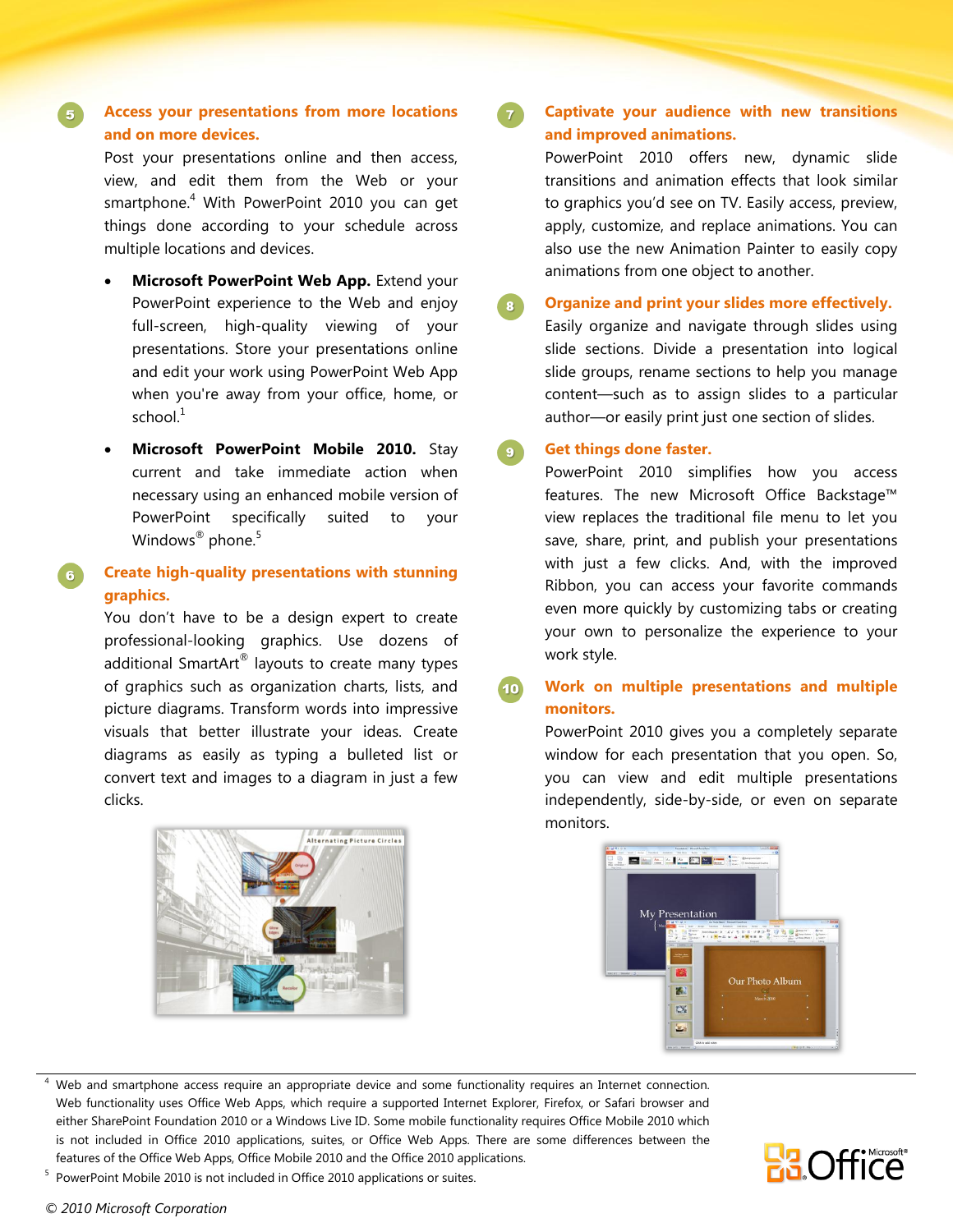## 5 Access your presentations from more locations and on more devices.

Post your presentations online and then access, view, and edit them from the Web or your smartphone.[4] With PowerPoint 2010 you can get things done according to your schedule across multiple locations and devices.

- **Microsoft PowerPoint Web App.** Extend your PowerPoint experience to the Web and enjoy full-screen, high-quality viewing of your presentations. Store your presentations online and edit your work using PowerPoint Web App when you're away from your office, home, or school.[1]
- **Microsoft PowerPoint Mobile 2010.** Stay current and take immediate action when necessary using an enhanced mobile version of PowerPoint specifically suited to your Windows® phone.[5]

## 6 Create high-quality presentations with stunning graphics.

You don't have to be a design expert to create professional-looking graphics. Use dozens of additional SmartArt® layouts to create many types of graphics such as organization charts, lists, and picture diagrams. Transform words into impressive visuals that better illustrate your ideas. Create diagrams as easily as typing a bulleted list or convert text and images to a diagram in just a few clicks.

## 7 Captivate your audience with new transitions and improved animations.

PowerPoint 2010 offers new, dynamic slide transitions and animation effects that look similar to graphics you'd see on TV. Easily access, preview, apply, customize, and replace animations. You can also use the new Animation Painter to easily copy animations from one object to another.

## 8 Organize and print your slides more effectively.

Easily organize and navigate through slides using slide sections. Divide a presentation into logical slide groups, rename sections to help you manage content—such as to assign slides to a particular author—or easily print just one section of slides.

## 9 Get things done faster.

PowerPoint 2010 simplifies how you access features. The new Microsoft Office Backstage™ view replaces the traditional file menu to let you save, share, print, and publish your presentations with just a few clicks. And, with the improved Ribbon, you can access your favorite commands even more quickly by customizing tabs or creating your own to personalize the experience to your work style.

## 10 Work on multiple presentations and multiple monitors.

PowerPoint 2010 gives you a completely separate window for each presentation that you open. So, you can view and edit multiple presentations independently, side-by-side, or even on separate monitors.

---

[4] Web and smartphone access require an appropriate device and some functionality requires an Internet connection. Web functionality uses Office Web Apps, which require a supported Internet Explorer, Firefox, or Safari browser and either SharePoint Foundation 2010 or a Windows Live ID. Some mobile functionality requires Office Mobile 2010 which is not included in Office 2010 applications, suites, or Office Web Apps. There are some differences between the features of the Office Web Apps, Office Mobile 2010 and the Office 2010 applications.

[5] PowerPoint Mobile 2010 is not included in Office 2010 applications or suites.

*© 2010 Microsoft Corporation*